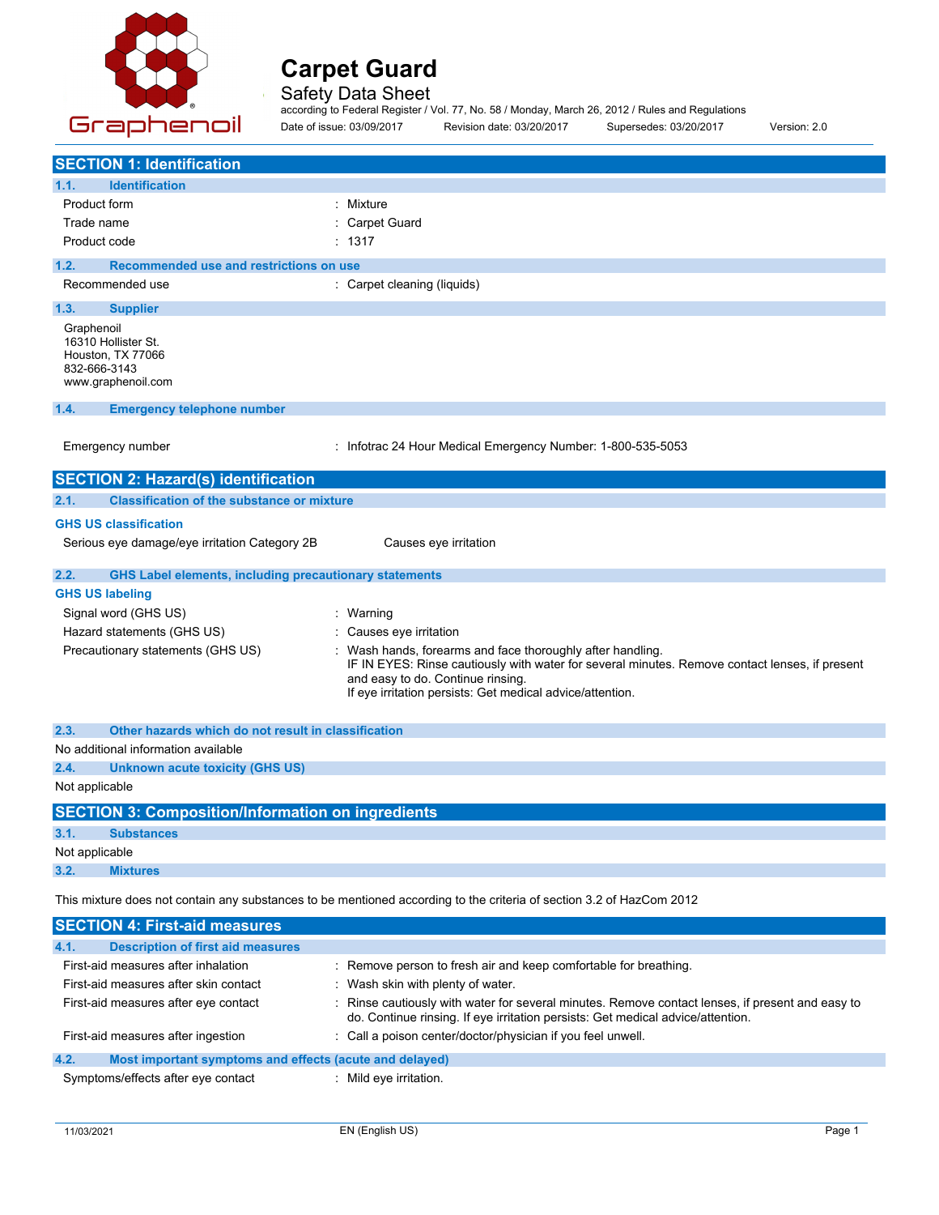# Carpet Guard

Safety Data Sheet

according to Federal Register / Vol. 77, No. 58 / Monday, March 26, 2012 / Rules and Regulations

Date of issue: 03/09/2017 Revision date: 03/20/2017 Supersedes: 03/20/2017 Version: 2.0

## SECTION 1: Identification

### 1.1. Identification

| | |
|---|---|
| Product form | : Mixture |
| Trade name | : Carpet Guard |
| Product code | : 1317 |

### 1.2. Recommended use and restrictions on use

| | |
|---|---|
| Recommended use | : Carpet cleaning (liquids) |

### 1.3. Supplier

Graphenoil
16310 Hollister St.
Houston, TX 77066
832-666-3143
www.graphenoil.com

### 1.4. Emergency telephone number

| | |
|---|---|
| Emergency number | : Infotrac 24 Hour Medical Emergency Number: 1-800-535-5053 |

## SECTION 2: Hazard(s) identification

### 2.1. Classification of the substance or mixture

**GHS US classification**

| | |
|---|---|
| Serious eye damage/eye irritation Category 2B | Causes eye irritation |

### 2.2. GHS Label elements, including precautionary statements

**GHS US labeling**

| | |
|---|---|
| Signal word (GHS US) | : Warning |
| Hazard statements (GHS US) | : Causes eye irritation |
| Precautionary statements (GHS US) | : Wash hands, forearms and face thoroughly after handling.<br>IF IN EYES: Rinse cautiously with water for several minutes. Remove contact lenses, if present and easy to do. Continue rinsing.<br>If eye irritation persists: Get medical advice/attention. |

### 2.3. Other hazards which do not result in classification

No additional information available

### 2.4. Unknown acute toxicity (GHS US)

Not applicable

## SECTION 3: Composition/Information on ingredients

### 3.1. Substances

Not applicable

### 3.2. Mixtures

This mixture does not contain any substances to be mentioned according to the criteria of section 3.2 of HazCom 2012

## SECTION 4: First-aid measures

### 4.1. Description of first aid measures

| | |
|---|---|
| First-aid measures after inhalation | : Remove person to fresh air and keep comfortable for breathing. |
| First-aid measures after skin contact | : Wash skin with plenty of water. |
| First-aid measures after eye contact | : Rinse cautiously with water for several minutes. Remove contact lenses, if present and easy to do. Continue rinsing. If eye irritation persists: Get medical advice/attention. |
| First-aid measures after ingestion | : Call a poison center/doctor/physician if you feel unwell. |

### 4.2. Most important symptoms and effects (acute and delayed)

| | |
|---|---|
| Symptoms/effects after eye contact | : Mild eye irritation. |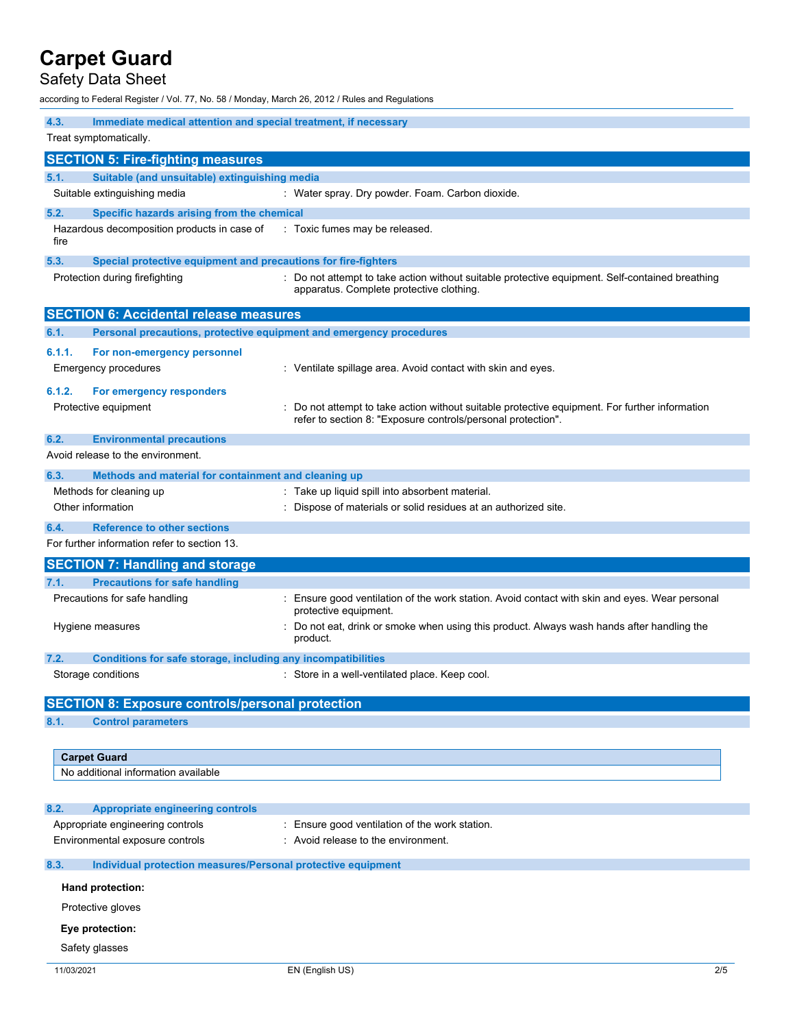### 4.3. Immediate medical attention and special treatment, if necessary

Treat symptomatically.

## SECTION 5: Fire-fighting measures

### 5.1. Suitable (and unsuitable) extinguishing media

Suitable extinguishing media : Water spray. Dry powder. Foam. Carbon dioxide.

### 5.2. Specific hazards arising from the chemical

Hazardous decomposition products in case of fire : Toxic fumes may be released.

### 5.3. Special protective equipment and precautions for fire-fighters

Protection during firefighting : Do not attempt to take action without suitable protective equipment. Self-contained breathing apparatus. Complete protective clothing.

## SECTION 6: Accidental release measures

### 6.1. Personal precautions, protective equipment and emergency procedures

#### 6.1.1. For non-emergency personnel

Emergency procedures : Ventilate spillage area. Avoid contact with skin and eyes.

#### 6.1.2. For emergency responders

Protective equipment : Do not attempt to take action without suitable protective equipment. For further information refer to section 8: "Exposure controls/personal protection".

### 6.2. Environmental precautions

Avoid release to the environment.

### 6.3. Methods and material for containment and cleaning up

Methods for cleaning up : Take up liquid spill into absorbent material.

Other information : Dispose of materials or solid residues at an authorized site.

### 6.4. Reference to other sections

For further information refer to section 13.

## SECTION 7: Handling and storage

### 7.1. Precautions for safe handling

Precautions for safe handling : Ensure good ventilation of the work station. Avoid contact with skin and eyes. Wear personal protective equipment.

Hygiene measures : Do not eat, drink or smoke when using this product. Always wash hands after handling the product.

### 7.2. Conditions for safe storage, including any incompatibilities

Storage conditions : Store in a well-ventilated place. Keep cool.

## SECTION 8: Exposure controls/personal protection

### 8.1. Control parameters

| Carpet Guard |
|---|
| No additional information available |

### 8.2. Appropriate engineering controls

Appropriate engineering controls : Ensure good ventilation of the work station.

Environmental exposure controls : Avoid release to the environment.

### 8.3. Individual protection measures/Personal protective equipment

**Hand protection:**

Protective gloves

**Eye protection:**

Safety glasses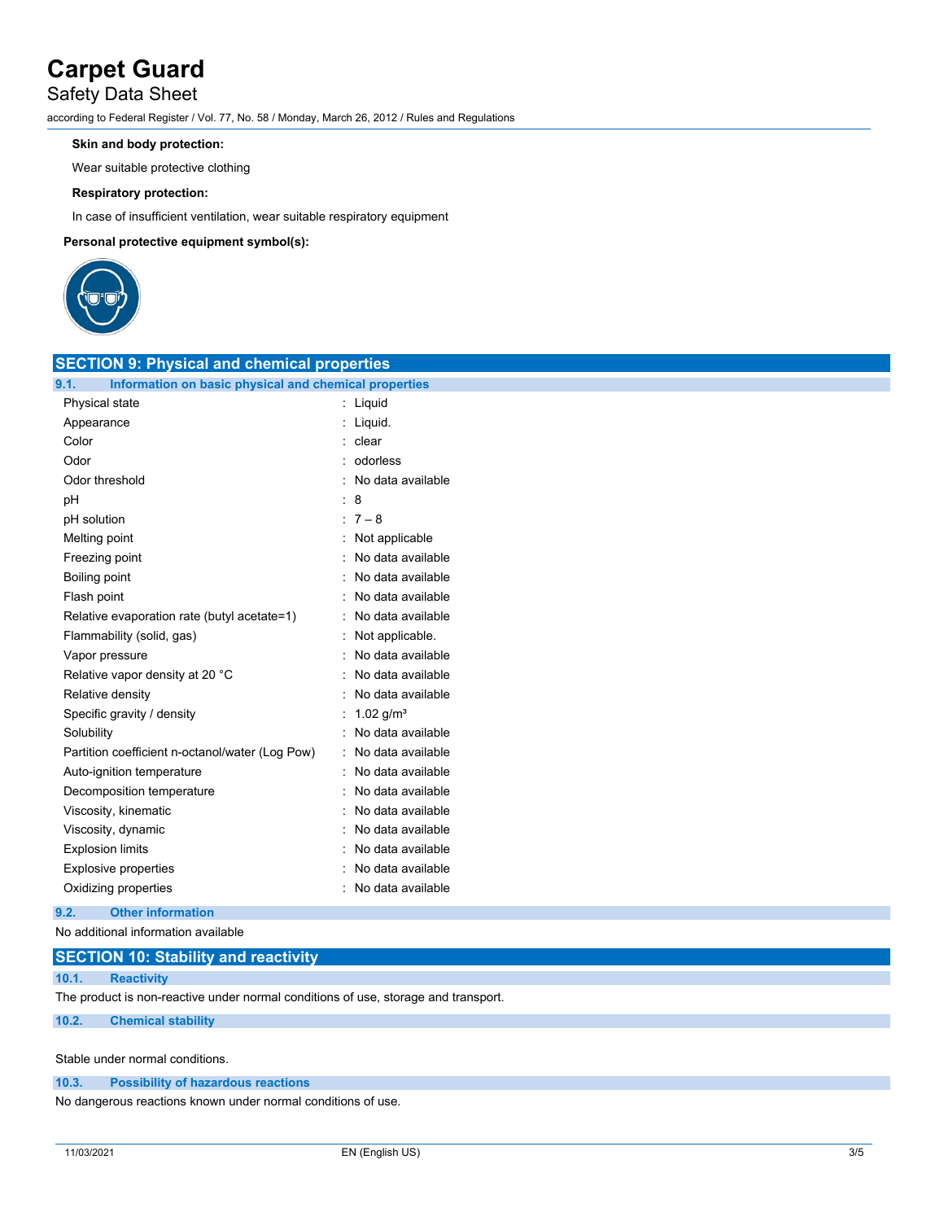**Skin and body protection:**

Wear suitable protective clothing

**Respiratory protection:**

In case of insufficient ventilation, wear suitable respiratory equipment

**Personal protective equipment symbol(s):**

## SECTION 9: Physical and chemical properties

### 9.1. Information on basic physical and chemical properties

| Property | Value |
|---|---|
| Physical state | Liquid |
| Appearance | Liquid. |
| Color | clear |
| Odor | odorless |
| Odor threshold | No data available |
| pH | 8 |
| pH solution | 7 – 8 |
| Melting point | Not applicable |
| Freezing point | No data available |
| Boiling point | No data available |
| Flash point | No data available |
| Relative evaporation rate (butyl acetate=1) | No data available |
| Flammability (solid, gas) | Not applicable. |
| Vapor pressure | No data available |
| Relative vapor density at 20 °C | No data available |
| Relative density | No data available |
| Specific gravity / density | 1.02 g/m³ |
| Solubility | No data available |
| Partition coefficient n-octanol/water (Log Pow) | No data available |
| Auto-ignition temperature | No data available |
| Decomposition temperature | No data available |
| Viscosity, kinematic | No data available |
| Viscosity, dynamic | No data available |
| Explosion limits | No data available |
| Explosive properties | No data available |
| Oxidizing properties | No data available |

### 9.2. Other information

No additional information available

## SECTION 10: Stability and reactivity

### 10.1. Reactivity

The product is non-reactive under normal conditions of use, storage and transport.

### 10.2. Chemical stability

Stable under normal conditions.

### 10.3. Possibility of hazardous reactions

No dangerous reactions known under normal conditions of use.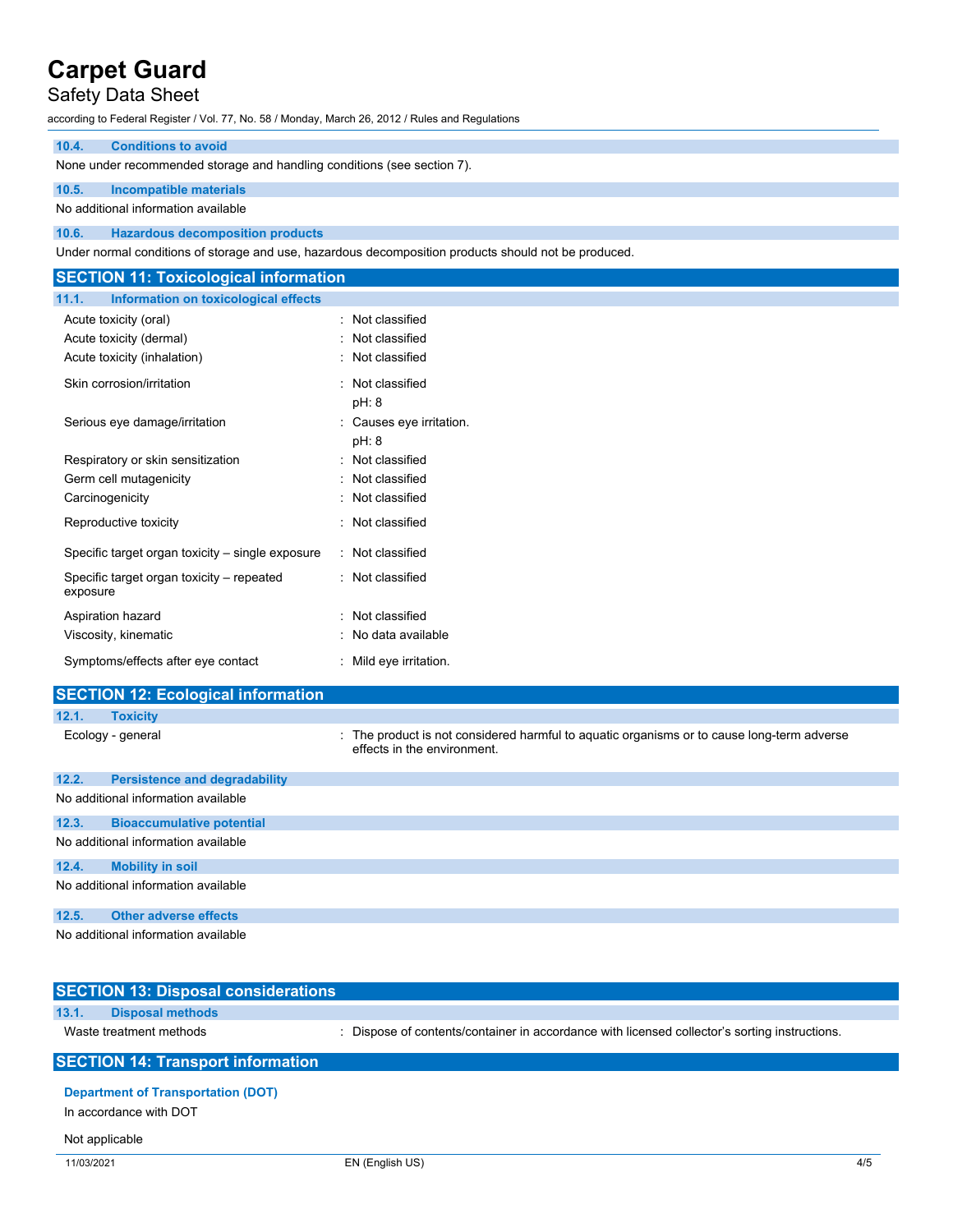### 10.4. Conditions to avoid

None under recommended storage and handling conditions (see section 7).

### 10.5. Incompatible materials

No additional information available

### 10.6. Hazardous decomposition products

Under normal conditions of storage and use, hazardous decomposition products should not be produced.

## SECTION 11: Toxicological information

### 11.1. Information on toxicological effects

| | |
|---|---|
| Acute toxicity (oral) | : Not classified |
| Acute toxicity (dermal) | : Not classified |
| Acute toxicity (inhalation) | : Not classified |
| Skin corrosion/irritation | : Not classified<br>pH: 8 |
| Serious eye damage/irritation | : Causes eye irritation.<br>pH: 8 |
| Respiratory or skin sensitization | : Not classified |
| Germ cell mutagenicity | : Not classified |
| Carcinogenicity | : Not classified |
| Reproductive toxicity | : Not classified |
| Specific target organ toxicity – single exposure | : Not classified |
| Specific target organ toxicity – repeated exposure | : Not classified |
| Aspiration hazard | : Not classified |
| Viscosity, kinematic | : No data available |
| Symptoms/effects after eye contact | : Mild eye irritation. |

## SECTION 12: Ecological information

### 12.1. Toxicity

| | |
|---|---|
| Ecology - general | : The product is not considered harmful to aquatic organisms or to cause long-term adverse effects in the environment. |

### 12.2. Persistence and degradability

No additional information available

### 12.3. Bioaccumulative potential

No additional information available

### 12.4. Mobility in soil

No additional information available

### 12.5. Other adverse effects

No additional information available

## SECTION 13: Disposal considerations

### 13.1. Disposal methods

| | |
|---|---|
| Waste treatment methods | : Dispose of contents/container in accordance with licensed collector's sorting instructions. |

## SECTION 14: Transport information

**Department of Transportation (DOT)**

In accordance with DOT

Not applicable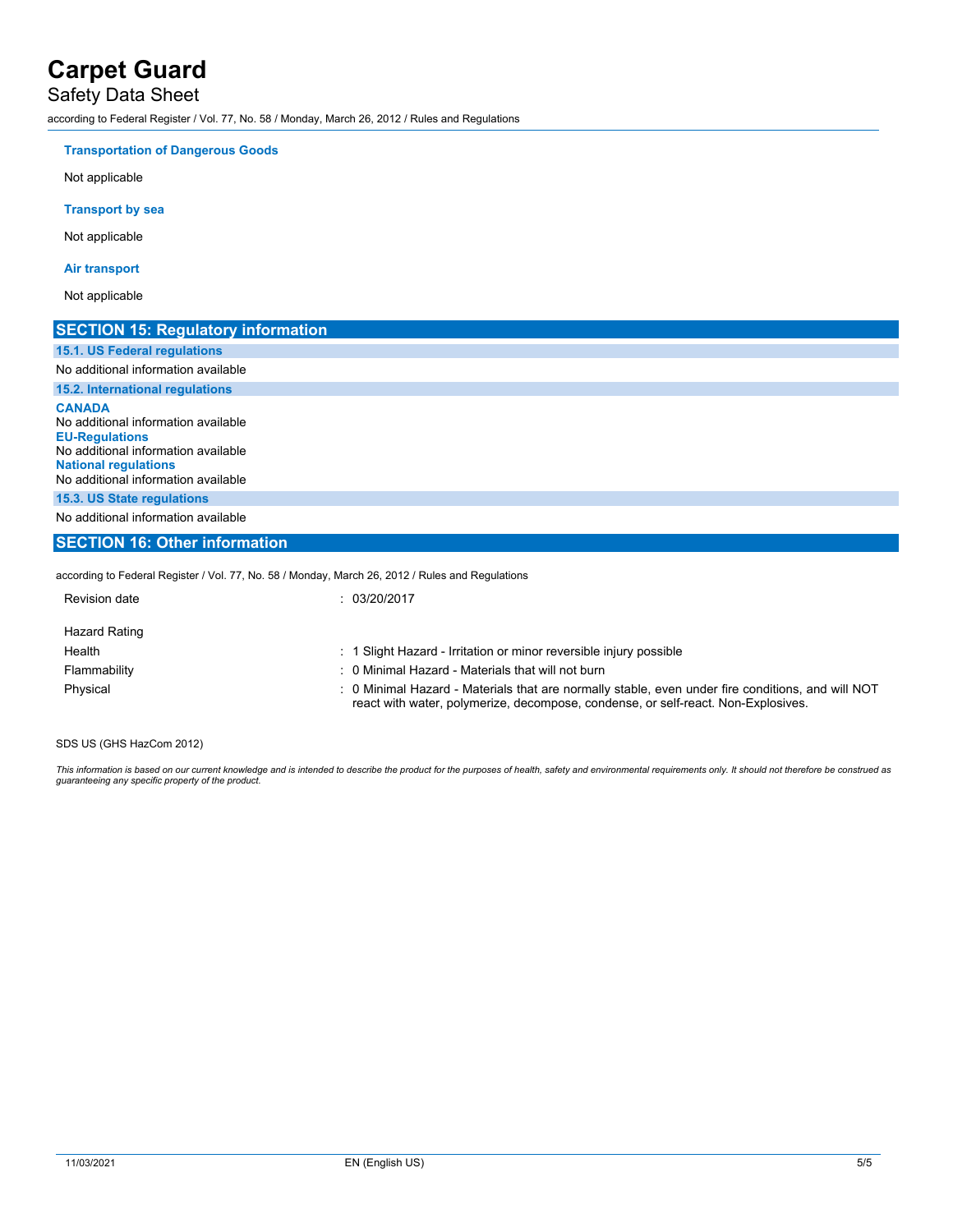### Transportation of Dangerous Goods

Not applicable

### Transport by sea

Not applicable

### Air transport

Not applicable

## SECTION 15: Regulatory information

### 15.1. US Federal regulations

No additional information available

### 15.2. International regulations

**CANADA**

No additional information available

**EU-Regulations**

No additional information available

**National regulations**

No additional information available

### 15.3. US State regulations

No additional information available

## SECTION 16: Other information

according to Federal Register / Vol. 77, No. 58 / Monday, March 26, 2012 / Rules and Regulations

| | |
|---|---|
| Revision date | : 03/20/2017 |
| Hazard Rating | |
| Health | : 1 Slight Hazard - Irritation or minor reversible injury possible |
| Flammability | : 0 Minimal Hazard - Materials that will not burn |
| Physical | : 0 Minimal Hazard - Materials that are normally stable, even under fire conditions, and will NOT react with water, polymerize, decompose, condense, or self-react. Non-Explosives. |

SDS US (GHS HazCom 2012)

*This information is based on our current knowledge and is intended to describe the product for the purposes of health, safety and environmental requirements only. It should not therefore be construed as guaranteeing any specific property of the product.*